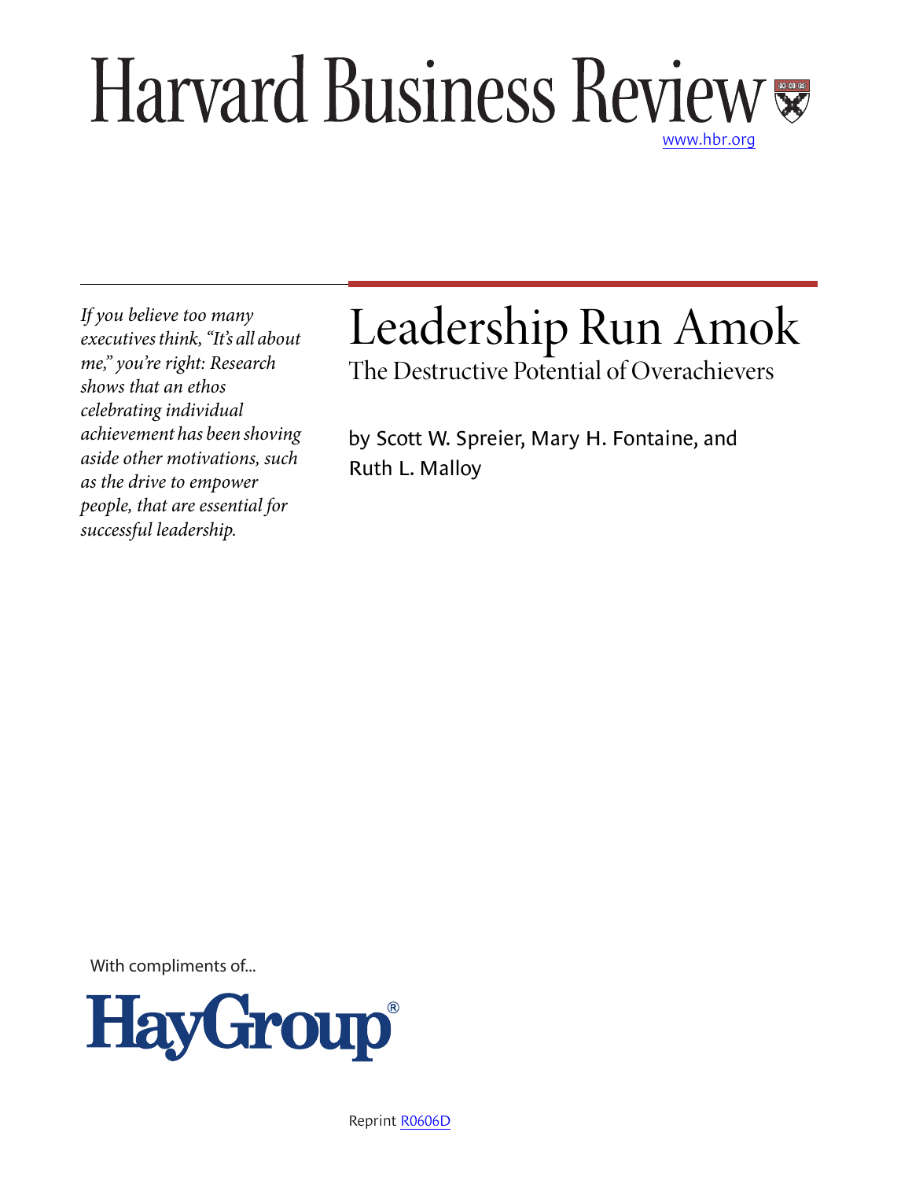# Harvard Business Review

www.hbr.org

*If you believe too many executives think, "It's all about me," you're right: Research shows that an ethos celebrating individual achievement has been shoving aside other motivations, such as the drive to empower people, that are essential for successful leadership.*

# Leadership Run Amok

## The Destructive Potential of Overachievers

by Scott W. Spreier, Mary H. Fontaine, and Ruth L. Malloy

With compliments of...

HayGroup®

Reprint R0606D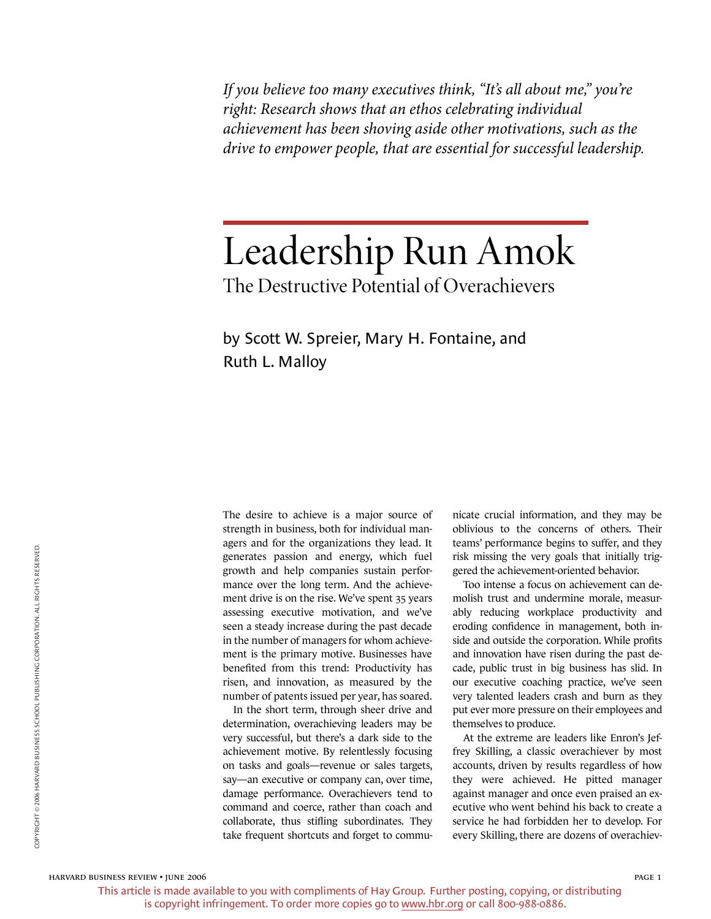*If you believe too many executives think, "It's all about me," you're right: Research shows that an ethos celebrating individual achievement has been shoving aside other motivations, such as the drive to empower people, that are essential for successful leadership.*

# Leadership Run Amok

## The Destructive Potential of Overachievers

by Scott W. Spreier, Mary H. Fontaine, and Ruth L. Malloy

The desire to achieve is a major source of strength in business, both for individual managers and for the organizations they lead. It generates passion and energy, which fuel growth and help companies sustain performance over the long term. And the achievement drive is on the rise. We've spent 35 years assessing executive motivation, and we've seen a steady increase during the past decade in the number of managers for whom achievement is the primary motive. Businesses have benefited from this trend: Productivity has risen, and innovation, as measured by the number of patents issued per year, has soared.

In the short term, through sheer drive and determination, overachieving leaders may be very successful, but there's a dark side to the achievement motive. By relentlessly focusing on tasks and goals—revenue or sales targets, say—an executive or company can, over time, damage performance. Overachievers tend to command and coerce, rather than coach and collaborate, thus stifling subordinates. They take frequent shortcuts and forget to communicate crucial information, and they may be oblivious to the concerns of others. Their teams' performance begins to suffer, and they risk missing the very goals that initially triggered the achievement-oriented behavior.

Too intense a focus on achievement can demolish trust and undermine morale, measurably reducing workplace productivity and eroding confidence in management, both inside and outside the corporation. While profits and innovation have risen during the past decade, public trust in big business has slid. In our executive coaching practice, we've seen very talented leaders crash and burn as they put ever more pressure on their employees and themselves to produce.

At the extreme are leaders like Enron's Jeffrey Skilling, a classic overachiever by most accounts, driven by results regardless of how they were achieved. He pitted manager against manager and once even praised an executive who went behind his back to create a service he had forbidden her to develop. For every Skilling, there are dozens of overachiev-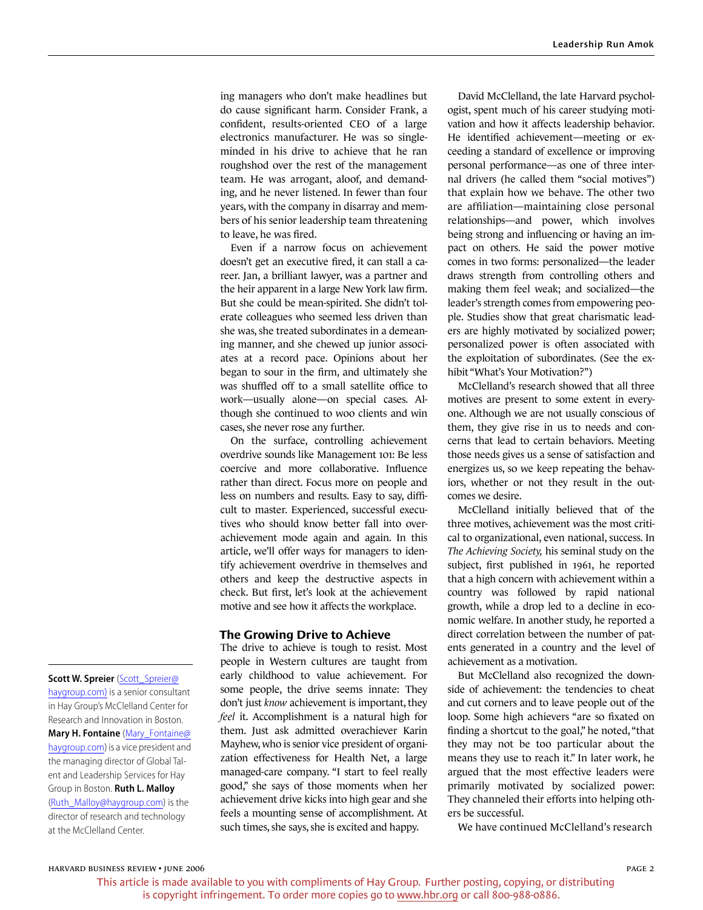ing managers who don't make headlines but do cause significant harm. Consider Frank, a confident, results-oriented CEO of a large electronics manufacturer. He was so single-minded in his drive to achieve that he ran roughshod over the rest of the management team. He was arrogant, aloof, and demanding, and he never listened. In fewer than four years, with the company in disarray and members of his senior leadership team threatening to leave, he was fired.

Even if a narrow focus on achievement doesn't get an executive fired, it can stall a career. Jan, a brilliant lawyer, was a partner and the heir apparent in a large New York law firm. But she could be mean-spirited. She didn't tolerate colleagues who seemed less driven than she was, she treated subordinates in a demeaning manner, and she chewed up junior associates at a record pace. Opinions about her began to sour in the firm, and ultimately she was shuffled off to a small satellite office to work—usually alone—on special cases. Although she continued to woo clients and win cases, she never rose any further.

On the surface, controlling achievement overdrive sounds like Management 101: Be less coercive and more collaborative. Influence rather than direct. Focus more on people and less on numbers and results. Easy to say, difficult to master. Experienced, successful executives who should know better fall into overachievement mode again and again. In this article, we'll offer ways for managers to identify achievement overdrive in themselves and others and keep the destructive aspects in check. But first, let's look at the achievement motive and see how it affects the workplace.

## The Growing Drive to Achieve

The drive to achieve is tough to resist. Most people in Western cultures are taught from early childhood to value achievement. For some people, the drive seems innate: They don't just *know* achievement is important, they *feel* it. Accomplishment is a natural high for them. Just ask admitted overachiever Karin Mayhew, who is senior vice president of organization effectiveness for Health Net, a large managed-care company. "I start to feel really good," she says of those moments when her achievement drive kicks into high gear and she feels a mounting sense of accomplishment. At such times, she says, she is excited and happy.

David McClelland, the late Harvard psychologist, spent much of his career studying motivation and how it affects leadership behavior. He identified achievement—meeting or exceeding a standard of excellence or improving personal performance—as one of three internal drivers (he called them "social motives") that explain how we behave. The other two are affiliation—maintaining close personal relationships—and power, which involves being strong and influencing or having an impact on others. He said the power motive comes in two forms: personalized—the leader draws strength from controlling others and making them feel weak; and socialized—the leader's strength comes from empowering people. Studies show that great charismatic leaders are highly motivated by socialized power; personalized power is often associated with the exploitation of subordinates. (See the exhibit "What's Your Motivation?")

McClelland's research showed that all three motives are present to some extent in everyone. Although we are not usually conscious of them, they give rise in us to needs and concerns that lead to certain behaviors. Meeting those needs gives us a sense of satisfaction and energizes us, so we keep repeating the behaviors, whether or not they result in the outcomes we desire.

McClelland initially believed that of the three motives, achievement was the most critical to organizational, even national, success. In *The Achieving Society,* his seminal study on the subject, first published in 1961, he reported that a high concern with achievement within a country was followed by rapid national growth, while a drop led to a decline in economic welfare. In another study, he reported a direct correlation between the number of patents generated in a country and the level of achievement as a motivation.

But McClelland also recognized the downside of achievement: the tendencies to cheat and cut corners and to leave people out of the loop. Some high achievers "are so fixated on finding a shortcut to the goal," he noted, "that they may not be too particular about the means they use to reach it." In later work, he argued that the most effective leaders were primarily motivated by socialized power: They channeled their efforts into helping others be successful.

We have continued McClelland's research

---

**Scott W. Spreier** (Scott_Spreier@haygroup.com) is a senior consultant in Hay Group's McClelland Center for Research and Innovation in Boston. **Mary H. Fontaine** (Mary_Fontaine@haygroup.com) is a vice president and the managing director of Global Talent and Leadership Services for Hay Group in Boston. **Ruth L. Malloy** (Ruth_Malloy@haygroup.com) is the director of research and technology at the McClelland Center.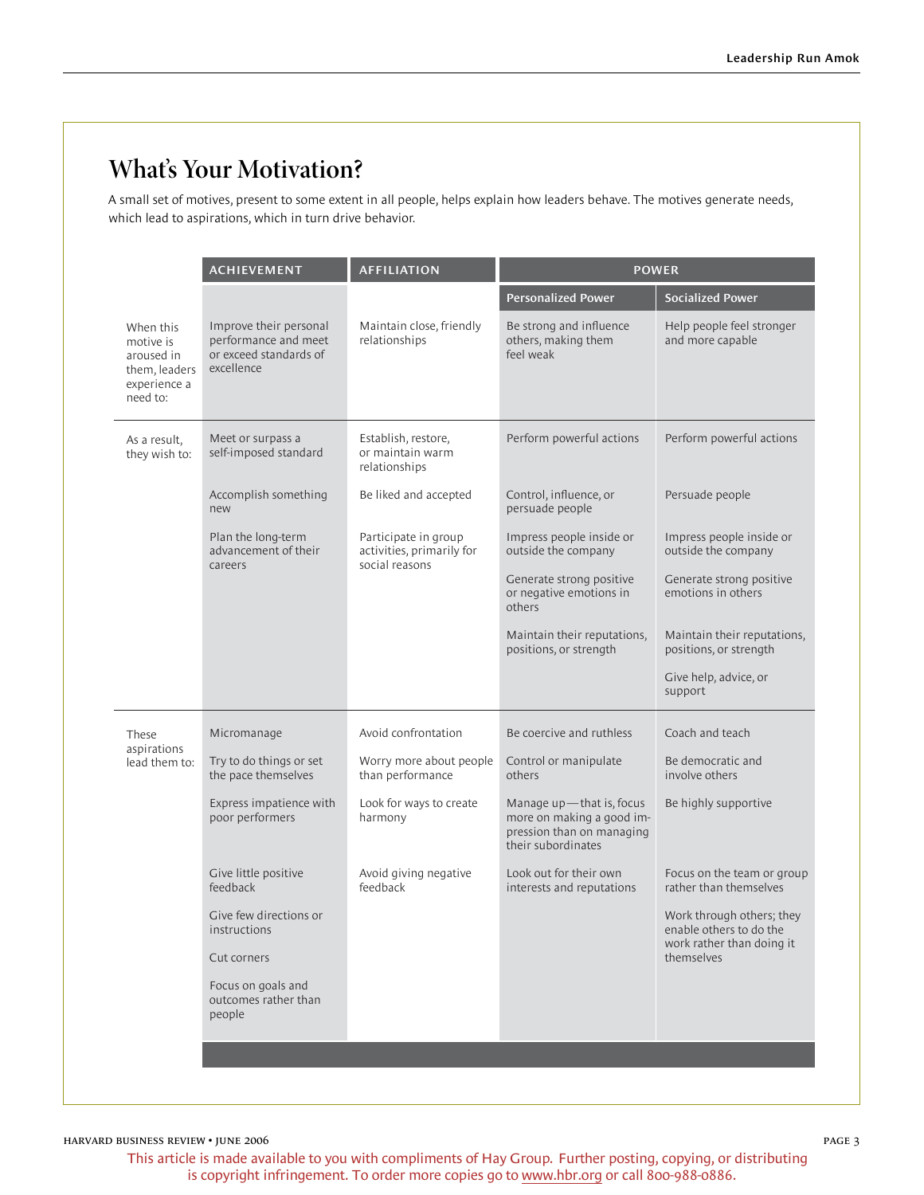## What's Your Motivation?

A small set of motives, present to some extent in all people, helps explain how leaders behave. The motives generate needs, which lead to aspirations, which in turn drive behavior.

| | ACHIEVEMENT | AFFILIATION | POWER | |
|---|---|---|---|---|
| | | | Personalized Power | Socialized Power |
| When this motive is aroused in them, leaders experience a need to: | Improve their personal performance and meet or exceed standards of excellence | Maintain close, friendly relationships | Be strong and influence others, making them feel weak | Help people feel stronger and more capable |
| As a result, they wish to: | Meet or surpass a self-imposed standard<br><br>Accomplish something new<br><br>Plan the long-term advancement of their careers | Establish, restore, or maintain warm relationships<br><br>Be liked and accepted<br><br>Participate in group activities, primarily for social reasons | Perform powerful actions<br><br>Control, influence, or persuade people<br><br>Impress people inside or outside the company<br><br>Generate strong positive or negative emotions in others<br><br>Maintain their reputations, positions, or strength | Perform powerful actions<br><br>Persuade people<br><br>Impress people inside or outside the company<br><br>Generate strong positive emotions in others<br><br>Maintain their reputations, positions, or strength<br><br>Give help, advice, or support |
| These aspirations lead them to: | Micromanage<br><br>Try to do things or set the pace themselves<br><br>Express impatience with poor performers<br><br>Give little positive feedback<br><br>Give few directions or instructions<br><br>Cut corners<br><br>Focus on goals and outcomes rather than people | Avoid confrontation<br><br>Worry more about people than performance<br><br>Look for ways to create harmony<br><br>Avoid giving negative feedback | Be coercive and ruthless<br><br>Control or manipulate others<br><br>Manage up—that is, focus more on making a good impression than on managing their subordinates<br><br>Look out for their own interests and reputations | Coach and teach<br><br>Be democratic and involve others<br><br>Be highly supportive<br><br>Focus on the team or group rather than themselves<br><br>Work through others; they enable others to do the work rather than doing it themselves |

This article is made available to you with compliments of Hay Group. Further posting, copying, or distributing is copyright infringement. To order more copies go to www.hbr.org or call 800-988-0886.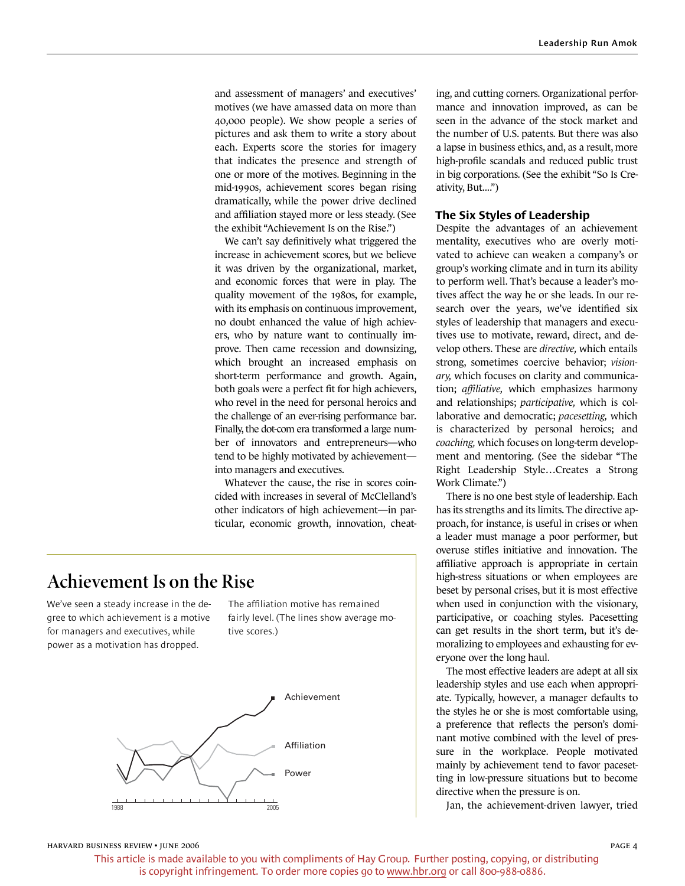and assessment of managers' and executives' motives (we have amassed data on more than 40,000 people). We show people a series of pictures and ask them to write a story about each. Experts score the stories for imagery that indicates the presence and strength of one or more of the motives. Beginning in the mid-1990s, achievement scores began rising dramatically, while the power drive declined and affiliation stayed more or less steady. (See the exhibit "Achievement Is on the Rise.")

We can't say definitively what triggered the increase in achievement scores, but we believe it was driven by the organizational, market, and economic forces that were in play. The quality movement of the 1980s, for example, with its emphasis on continuous improvement, no doubt enhanced the value of high achievers, who by nature want to continually improve. Then came recession and downsizing, which brought an increased emphasis on short-term performance and growth. Again, both goals were a perfect fit for high achievers, who revel in the need for personal heroics and the challenge of an ever-rising performance bar. Finally, the dot-com era transformed a large number of innovators and entrepreneurs—who tend to be highly motivated by achievement—into managers and executives.

Whatever the cause, the rise in scores coincided with increases in several of McClelland's other indicators of high achievement—in particular, economic growth, innovation, cheating, and cutting corners. Organizational performance and innovation improved, as can be seen in the advance of the stock market and the number of U.S. patents. But there was also a lapse in business ethics, and, as a result, more high-profile scandals and reduced public trust in big corporations. (See the exhibit "So Is Creativity, But....")

## Achievement Is on the Rise

We've seen a steady increase in the degree to which achievement is a motive for managers and executives, while power as a motivation has dropped.

The affiliation motive has remained fairly level. (The lines show average motive scores.)

Achievement

Affiliation

Power

1988 — 2005

### The Six Styles of Leadership

Despite the advantages of an achievement mentality, executives who are overly motivated to achieve can weaken a company's or group's working climate and in turn its ability to perform well. That's because a leader's motives affect the way he or she leads. In our research over the years, we've identified six styles of leadership that managers and executives use to motivate, reward, direct, and develop others. These are *directive,* which entails strong, sometimes coercive behavior; *visionary,* which focuses on clarity and communication; *affiliative,* which emphasizes harmony and relationships; *participative,* which is collaborative and democratic; *pacesetting,* which is characterized by personal heroics; and *coaching,* which focuses on long-term development and mentoring. (See the sidebar "The Right Leadership Style…Creates a Strong Work Climate.")

There is no one best style of leadership. Each has its strengths and its limits. The directive approach, for instance, is useful in crises or when a leader must manage a poor performer, but overuse stifles initiative and innovation. The affiliative approach is appropriate in certain high-stress situations or when employees are beset by personal crises, but it is most effective when used in conjunction with the visionary, participative, or coaching styles. Pacesetting can get results in the short term, but it's demoralizing to employees and exhausting for everyone over the long haul.

The most effective leaders are adept at all six leadership styles and use each when appropriate. Typically, however, a manager defaults to the styles he or she is most comfortable using, a preference that reflects the person's dominant motive combined with the level of pressure in the workplace. People motivated mainly by achievement tend to favor pacesetting in low-pressure situations but to become directive when the pressure is on.

Jan, the achievement-driven lawyer, tried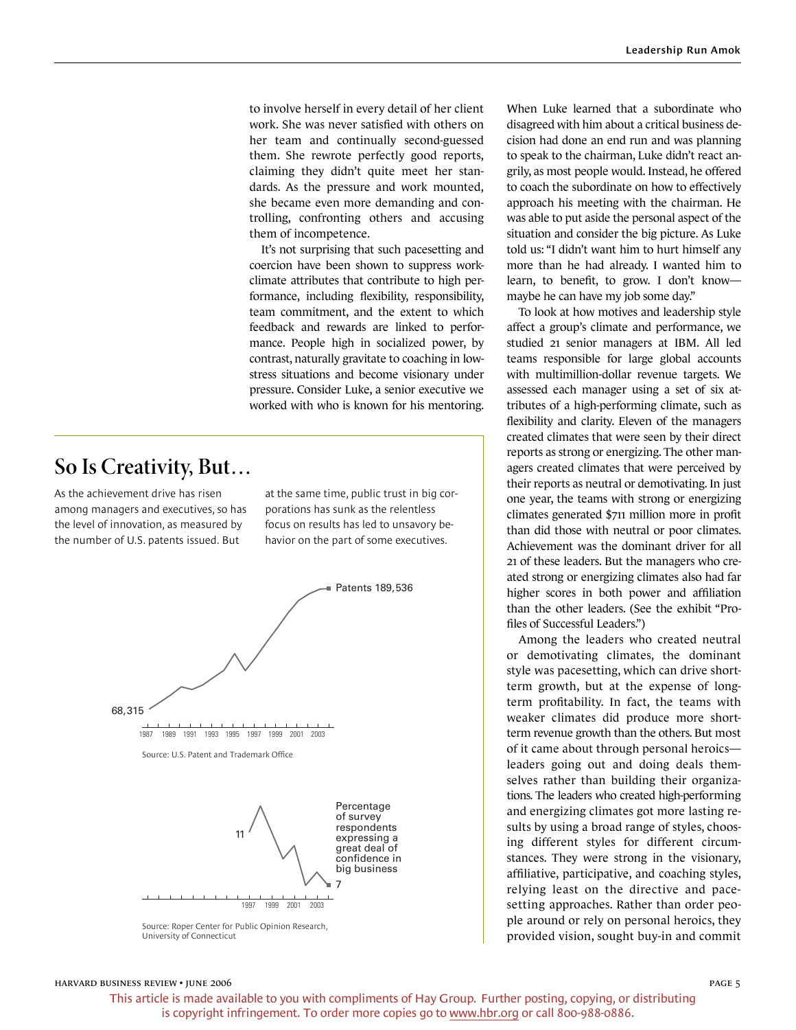to involve herself in every detail of her client work. She was never satisfied with others on her team and continually second-guessed them. She rewrote perfectly good reports, claiming they didn't quite meet her standards. As the pressure and work mounted, she became even more demanding and controlling, confronting others and accusing them of incompetence.

It's not surprising that such pacesetting and coercion have been shown to suppress work-climate attributes that contribute to high performance, including flexibility, responsibility, team commitment, and the extent to which feedback and rewards are linked to performance. People high in socialized power, by contrast, naturally gravitate to coaching in low-stress situations and become visionary under pressure. Consider Luke, a senior executive we worked with who is known for his mentoring. When Luke learned that a subordinate who disagreed with him about a critical business decision had done an end run and was planning to speak to the chairman, Luke didn't react angrily, as most people would. Instead, he offered to coach the subordinate on how to effectively approach his meeting with the chairman. He was able to put aside the personal aspect of the situation and consider the big picture. As Luke told us: "I didn't want him to hurt himself any more than he had already. I wanted him to learn, to benefit, to grow. I don't know—maybe he can have my job some day."

To look at how motives and leadership style affect a group's climate and performance, we studied 21 senior managers at IBM. All led teams responsible for large global accounts with multimillion-dollar revenue targets. We assessed each manager using a set of six attributes of a high-performing climate, such as flexibility and clarity. Eleven of the managers created climates that were seen by their direct reports as strong or energizing. The other managers created climates that were perceived by their reports as neutral or demotivating. In just one year, the teams with strong or energizing climates generated $711 million more in profit than did those with neutral or poor climates. Achievement was the dominant driver for all 21 of these leaders. But the managers who created strong or energizing climates also had far higher scores in both power and affiliation than the other leaders. (See the exhibit "Profiles of Successful Leaders.")

Among the leaders who created neutral or demotivating climates, the dominant style was pacesetting, which can drive short-term growth, but at the expense of long-term profitability. In fact, the teams with weaker climates did produce more short-term revenue growth than the others. But most of it came about through personal heroics—leaders going out and doing deals themselves rather than building their organizations. The leaders who created high-performing and energizing climates got more lasting results by using a broad range of styles, choosing different styles for different circumstances. They were strong in the visionary, affiliative, participative, and coaching styles, relying least on the directive and pacesetting approaches. Rather than order people around or rely on personal heroics, they provided vision, sought buy-in and commit

## So Is Creativity, But…

As the achievement drive has risen among managers and executives, so has the level of innovation, as measured by the number of U.S. patents issued. But at the same time, public trust in big corporations has sunk as the relentless focus on results has led to unsavory behavior on the part of some executives.

Patents: 68,315 (1987) to 189,536 (2003)

Source: U.S. Patent and Trademark Office

Percentage of survey respondents expressing a great deal of confidence in big business: 11 to 7 (1997–2003)

Source: Roper Center for Public Opinion Research, University of Connecticut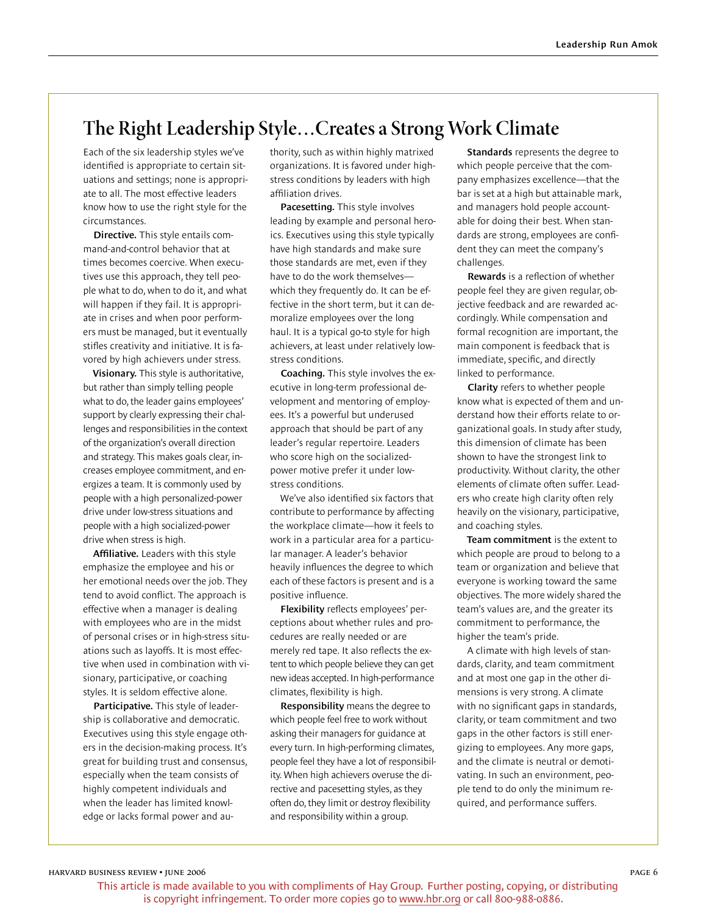## The Right Leadership Style…Creates a Strong Work Climate

Each of the six leadership styles we've identified is appropriate to certain situations and settings; none is appropriate to all. The most effective leaders know how to use the right style for the circumstances.

**Directive.** This style entails command-and-control behavior that at times becomes coercive. When executives use this approach, they tell people what to do, when to do it, and what will happen if they fail. It is appropriate in crises and when poor performers must be managed, but it eventually stifles creativity and initiative. It is favored by high achievers under stress.

**Visionary.** This style is authoritative, but rather than simply telling people what to do, the leader gains employees' support by clearly expressing their challenges and responsibilities in the context of the organization's overall direction and strategy. This makes goals clear, increases employee commitment, and energizes a team. It is commonly used by people with a high personalized-power drive under low-stress situations and people with a high socialized-power drive when stress is high.

**Affiliative.** Leaders with this style emphasize the employee and his or her emotional needs over the job. They tend to avoid conflict. The approach is effective when a manager is dealing with employees who are in the midst of personal crises or in high-stress situations such as layoffs. It is most effective when used in combination with visionary, participative, or coaching styles. It is seldom effective alone.

**Participative.** This style of leadership is collaborative and democratic. Executives using this style engage others in the decision-making process. It's great for building trust and consensus, especially when the team consists of highly competent individuals and when the leader has limited knowledge or lacks formal power and authority, such as within highly matrixed organizations. It is favored under high-stress conditions by leaders with high affiliation drives.

**Pacesetting.** This style involves leading by example and personal heroics. Executives using this style typically have high standards and make sure those standards are met, even if they have to do the work themselves—which they frequently do. It can be effective in the short term, but it can demoralize employees over the long haul. It is a typical go-to style for high achievers, at least under relatively low-stress conditions.

**Coaching.** This style involves the executive in long-term professional development and mentoring of employees. It's a powerful but underused approach that should be part of any leader's regular repertoire. Leaders who score high on the socialized-power motive prefer it under low-stress conditions.

We've also identified six factors that contribute to performance by affecting the workplace climate—how it feels to work in a particular area for a particular manager. A leader's behavior heavily influences the degree to which each of these factors is present and is a positive influence.

**Flexibility** reflects employees' perceptions about whether rules and procedures are really needed or are merely red tape. It also reflects the extent to which people believe they can get new ideas accepted. In high-performance climates, flexibility is high.

**Responsibility** means the degree to which people feel free to work without asking their managers for guidance at every turn. In high-performing climates, people feel they have a lot of responsibility. When high achievers overuse the directive and pacesetting styles, as they often do, they limit or destroy flexibility and responsibility within a group.

**Standards** represents the degree to which people perceive that the company emphasizes excellence—that the bar is set at a high but attainable mark, and managers hold people accountable for doing their best. When standards are strong, employees are confident they can meet the company's challenges.

**Rewards** is a reflection of whether people feel they are given regular, objective feedback and are rewarded accordingly. While compensation and formal recognition are important, the main component is feedback that is immediate, specific, and directly linked to performance.

**Clarity** refers to whether people know what is expected of them and understand how their efforts relate to organizational goals. In study after study, this dimension of climate has been shown to have the strongest link to productivity. Without clarity, the other elements of climate often suffer. Leaders who create high clarity often rely heavily on the visionary, participative, and coaching styles.

**Team commitment** is the extent to which people are proud to belong to a team or organization and believe that everyone is working toward the same objectives. The more widely shared the team's values are, and the greater its commitment to performance, the higher the team's pride.

A climate with high levels of standards, clarity, and team commitment and at most one gap in the other dimensions is very strong. A climate with no significant gaps in standards, clarity, or team commitment and two gaps in the other factors is still energizing to employees. Any more gaps, and the climate is neutral or demotivating. In such an environment, people tend to do only the minimum required, and performance suffers.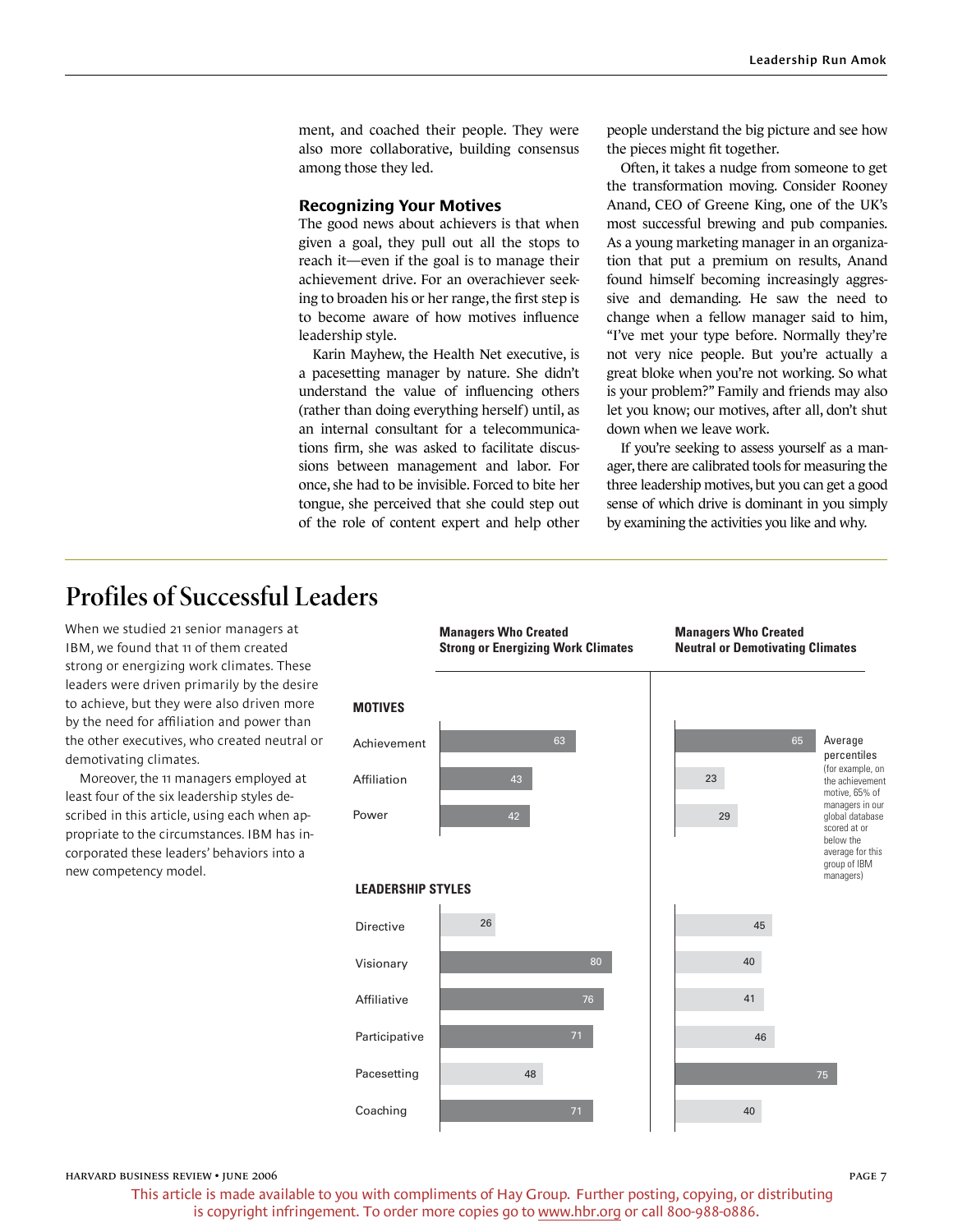ment, and coached their people. They were also more collaborative, building consensus among those they led.

### Recognizing Your Motives

The good news about achievers is that when given a goal, they pull out all the stops to reach it—even if the goal is to manage their achievement drive. For an overachiever seeking to broaden his or her range, the first step is to become aware of how motives influence leadership style.

Karin Mayhew, the Health Net executive, is a pacesetting manager by nature. She didn't understand the value of influencing others (rather than doing everything herself) until, as an internal consultant for a telecommunications firm, she was asked to facilitate discussions between management and labor. For once, she had to be invisible. Forced to bite her tongue, she perceived that she could step out of the role of content expert and help other people understand the big picture and see how the pieces might fit together.

Often, it takes a nudge from someone to get the transformation moving. Consider Rooney Anand, CEO of Greene King, one of the UK's most successful brewing and pub companies. As a young marketing manager in an organization that put a premium on results, Anand found himself becoming increasingly aggressive and demanding. He saw the need to change when a fellow manager said to him, "I've met your type before. Normally they're not very nice people. But you're actually a great bloke when you're not working. So what is your problem?" Family and friends may also let you know; our motives, after all, don't shut down when we leave work.

If you're seeking to assess yourself as a manager, there are calibrated tools for measuring the three leadership motives, but you can get a good sense of which drive is dominant in you simply by examining the activities you like and why.

## Profiles of Successful Leaders

When we studied 21 senior managers at IBM, we found that 11 of them created strong or energizing work climates. These leaders were driven primarily by the desire to achieve, but they were also driven more by the need for affiliation and power than the other executives, who created neutral or demotivating climates.

Moreover, the 11 managers employed at least four of the six leadership styles described in this article, using each when appropriate to the circumstances. IBM has incorporated these leaders' behaviors into a new competency model.

| | Managers Who Created Strong or Energizing Work Climates | Managers Who Created Neutral or Demotivating Climates |
|---|---|---|
| **MOTIVES** | | |
| Achievement | 63 | 65 |
| Affiliation | 43 | 23 |
| Power | 42 | 29 |
| **LEADERSHIP STYLES** | | |
| Directive | 26 | 45 |
| Visionary | 80 | 40 |
| Affiliative | 76 | 41 |
| Participative | 71 | 46 |
| Pacesetting | 48 | 75 |
| Coaching | 71 | 40 |

Average percentiles (for example, on the achievement motive, 65% of managers in our global database scored at or below the average for this group of IBM managers)

This article is made available to you with compliments of Hay Group. Further posting, copying, or distributing is copyright infringement. To order more copies go to www.hbr.org or call 800-988-0886.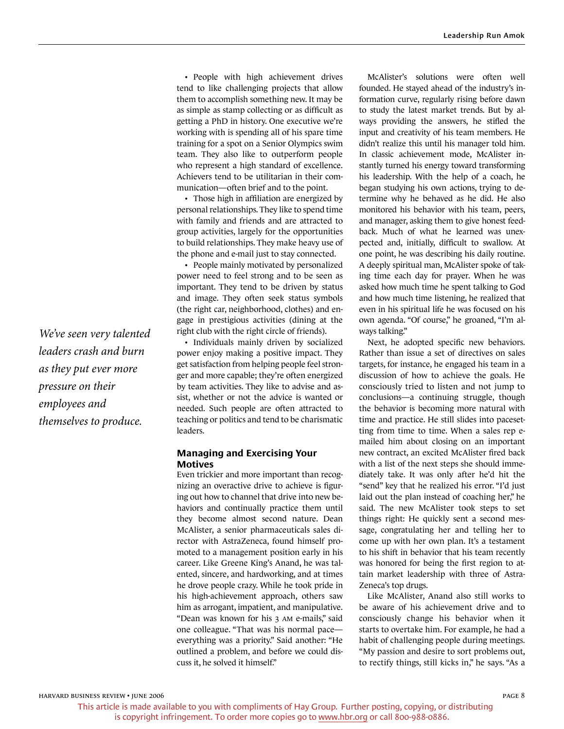- People with high achievement drives tend to like challenging projects that allow them to accomplish something new. It may be as simple as stamp collecting or as difficult as getting a PhD in history. One executive we're working with is spending all of his spare time training for a spot on a Senior Olympics swim team. They also like to outperform people who represent a high standard of excellence. Achievers tend to be utilitarian in their communication—often brief and to the point.
- Those high in affiliation are energized by personal relationships. They like to spend time with family and friends and are attracted to group activities, largely for the opportunities to build relationships. They make heavy use of the phone and e-mail just to stay connected.
- People mainly motivated by personalized power need to feel strong and to be seen as important. They tend to be driven by status and image. They often seek status symbols (the right car, neighborhood, clothes) and engage in prestigious activities (dining at the right club with the right circle of friends).
- Individuals mainly driven by socialized power enjoy making a positive impact. They get satisfaction from helping people feel stronger and more capable; they're often energized by team activities. They like to advise and assist, whether or not the advice is wanted or needed. Such people are often attracted to teaching or politics and tend to be charismatic leaders.

*We've seen very talented leaders crash and burn as they put ever more pressure on their employees and themselves to produce.*

### Managing and Exercising Your Motives

Even trickier and more important than recognizing an overactive drive to achieve is figuring out how to channel that drive into new behaviors and continually practice them until they become almost second nature. Dean McAlister, a senior pharmaceuticals sales director with AstraZeneca, found himself promoted to a management position early in his career. Like Greene King's Anand, he was talented, sincere, and hardworking, and at times he drove people crazy. While he took pride in his high-achievement approach, others saw him as arrogant, impatient, and manipulative. "Dean was known for his 3 AM e-mails," said one colleague. "That was his normal pace—everything was a priority." Said another: "He outlined a problem, and before we could discuss it, he solved it himself."

McAlister's solutions were often well founded. He stayed ahead of the industry's information curve, regularly rising before dawn to study the latest market trends. But by always providing the answers, he stifled the input and creativity of his team members. He didn't realize this until his manager told him. In classic achievement mode, McAlister instantly turned his energy toward transforming his leadership. With the help of a coach, he began studying his own actions, trying to determine why he behaved as he did. He also monitored his behavior with his team, peers, and manager, asking them to give honest feedback. Much of what he learned was unexpected and, initially, difficult to swallow. At one point, he was describing his daily routine. A deeply spiritual man, McAlister spoke of taking time each day for prayer. When he was asked how much time he spent talking to God and how much time listening, he realized that even in his spiritual life he was focused on his own agenda. "Of course," he groaned, "I'm always talking."

Next, he adopted specific new behaviors. Rather than issue a set of directives on sales targets, for instance, he engaged his team in a discussion of how to achieve the goals. He consciously tried to listen and not jump to conclusions—a continuing struggle, though the behavior is becoming more natural with time and practice. He still slides into pacesetting from time to time. When a sales rep e-mailed him about closing on an important new contract, an excited McAlister fired back with a list of the next steps she should immediately take. It was only after he'd hit the "send" key that he realized his error. "I'd just laid out the plan instead of coaching her," he said. The new McAlister took steps to set things right: He quickly sent a second message, congratulating her and telling her to come up with her own plan. It's a testament to his shift in behavior that his team recently was honored for being the first region to attain market leadership with three of AstraZeneca's top drugs.

Like McAlister, Anand also still works to be aware of his achievement drive and to consciously change his behavior when it starts to overtake him. For example, he had a habit of challenging people during meetings. "My passion and desire to sort problems out, to rectify things, still kicks in," he says. "As a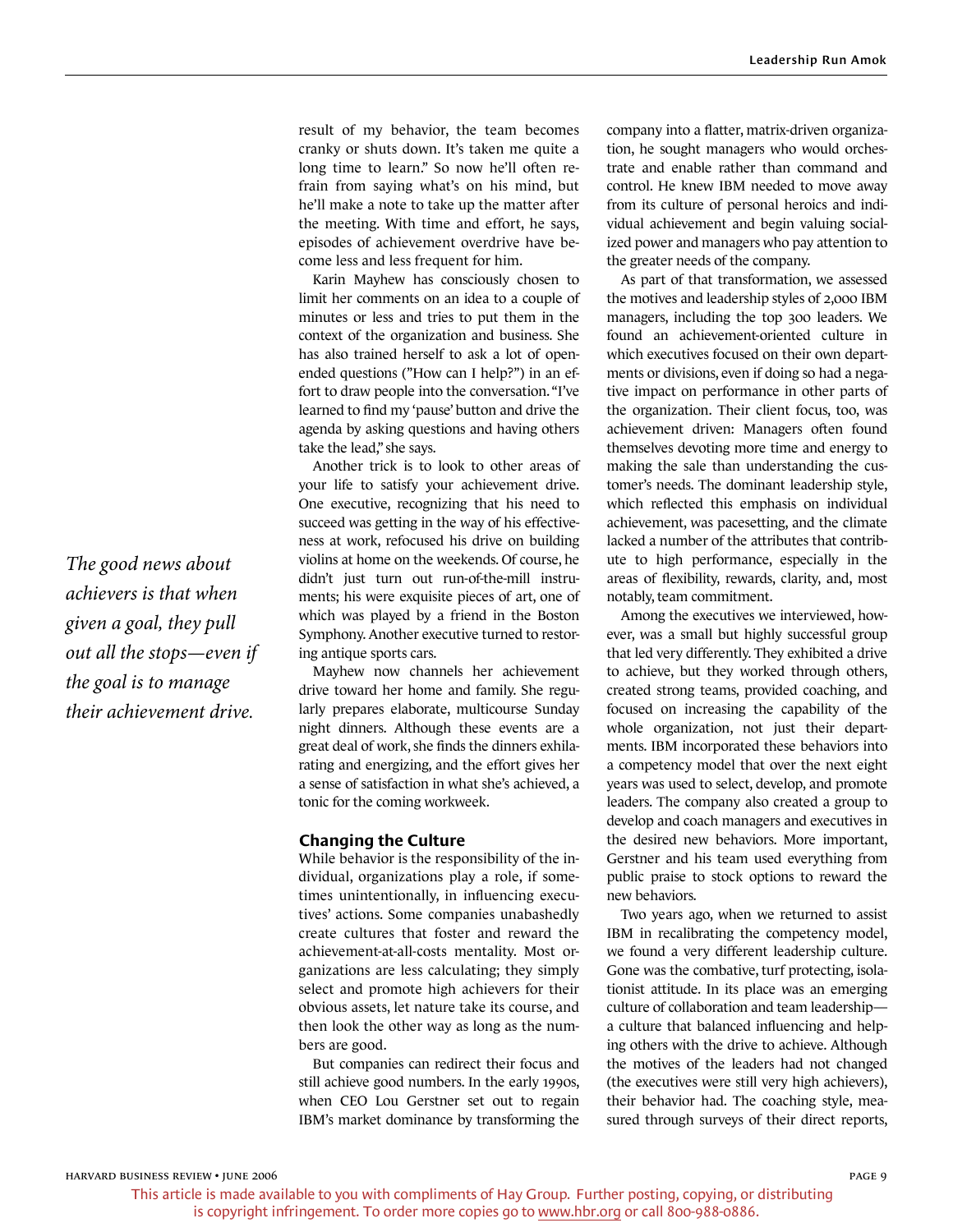result of my behavior, the team becomes cranky or shuts down. It's taken me quite a long time to learn." So now he'll often refrain from saying what's on his mind, but he'll make a note to take up the matter after the meeting. With time and effort, he says, episodes of achievement overdrive have become less and less frequent for him.

Karin Mayhew has consciously chosen to limit her comments on an idea to a couple of minutes or less and tries to put them in the context of the organization and business. She has also trained herself to ask a lot of open-ended questions ("How can I help?") in an effort to draw people into the conversation. "I've learned to find my 'pause' button and drive the agenda by asking questions and having others take the lead," she says.

Another trick is to look to other areas of your life to satisfy your achievement drive. One executive, recognizing that his need to succeed was getting in the way of his effectiveness at work, refocused his drive on building violins at home on the weekends. Of course, he didn't just turn out run-of-the-mill instruments; his were exquisite pieces of art, one of which was played by a friend in the Boston Symphony. Another executive turned to restoring antique sports cars.

Mayhew now channels her achievement drive toward her home and family. She regularly prepares elaborate, multicourse Sunday night dinners. Although these events are a great deal of work, she finds the dinners exhilarating and energizing, and the effort gives her a sense of satisfaction in what she's achieved, a tonic for the coming workweek.

*The good news about achievers is that when given a goal, they pull out all the stops—even if the goal is to manage their achievement drive.*

## Changing the Culture

While behavior is the responsibility of the individual, organizations play a role, if sometimes unintentionally, in influencing executives' actions. Some companies unabashedly create cultures that foster and reward the achievement-at-all-costs mentality. Most organizations are less calculating; they simply select and promote high achievers for their obvious assets, let nature take its course, and then look the other way as long as the numbers are good.

But companies can redirect their focus and still achieve good numbers. In the early 1990s, when CEO Lou Gerstner set out to regain IBM's market dominance by transforming the company into a flatter, matrix-driven organization, he sought managers who would orchestrate and enable rather than command and control. He knew IBM needed to move away from its culture of personal heroics and individual achievement and begin valuing socialized power and managers who pay attention to the greater needs of the company.

As part of that transformation, we assessed the motives and leadership styles of 2,000 IBM managers, including the top 300 leaders. We found an achievement-oriented culture in which executives focused on their own departments or divisions, even if doing so had a negative impact on performance in other parts of the organization. Their client focus, too, was achievement driven: Managers often found themselves devoting more time and energy to making the sale than understanding the customer's needs. The dominant leadership style, which reflected this emphasis on individual achievement, was pacesetting, and the climate lacked a number of the attributes that contribute to high performance, especially in the areas of flexibility, rewards, clarity, and, most notably, team commitment.

Among the executives we interviewed, however, was a small but highly successful group that led very differently. They exhibited a drive to achieve, but they worked through others, created strong teams, provided coaching, and focused on increasing the capability of the whole organization, not just their departments. IBM incorporated these behaviors into a competency model that over the next eight years was used to select, develop, and promote leaders. The company also created a group to develop and coach managers and executives in the desired new behaviors. More important, Gerstner and his team used everything from public praise to stock options to reward the new behaviors.

Two years ago, when we returned to assist IBM in recalibrating the competency model, we found a very different leadership culture. Gone was the combative, turf protecting, isolationist attitude. In its place was an emerging culture of collaboration and team leadership—a culture that balanced influencing and helping others with the drive to achieve. Although the motives of the leaders had not changed (the executives were still very high achievers), their behavior had. The coaching style, measured through surveys of their direct reports,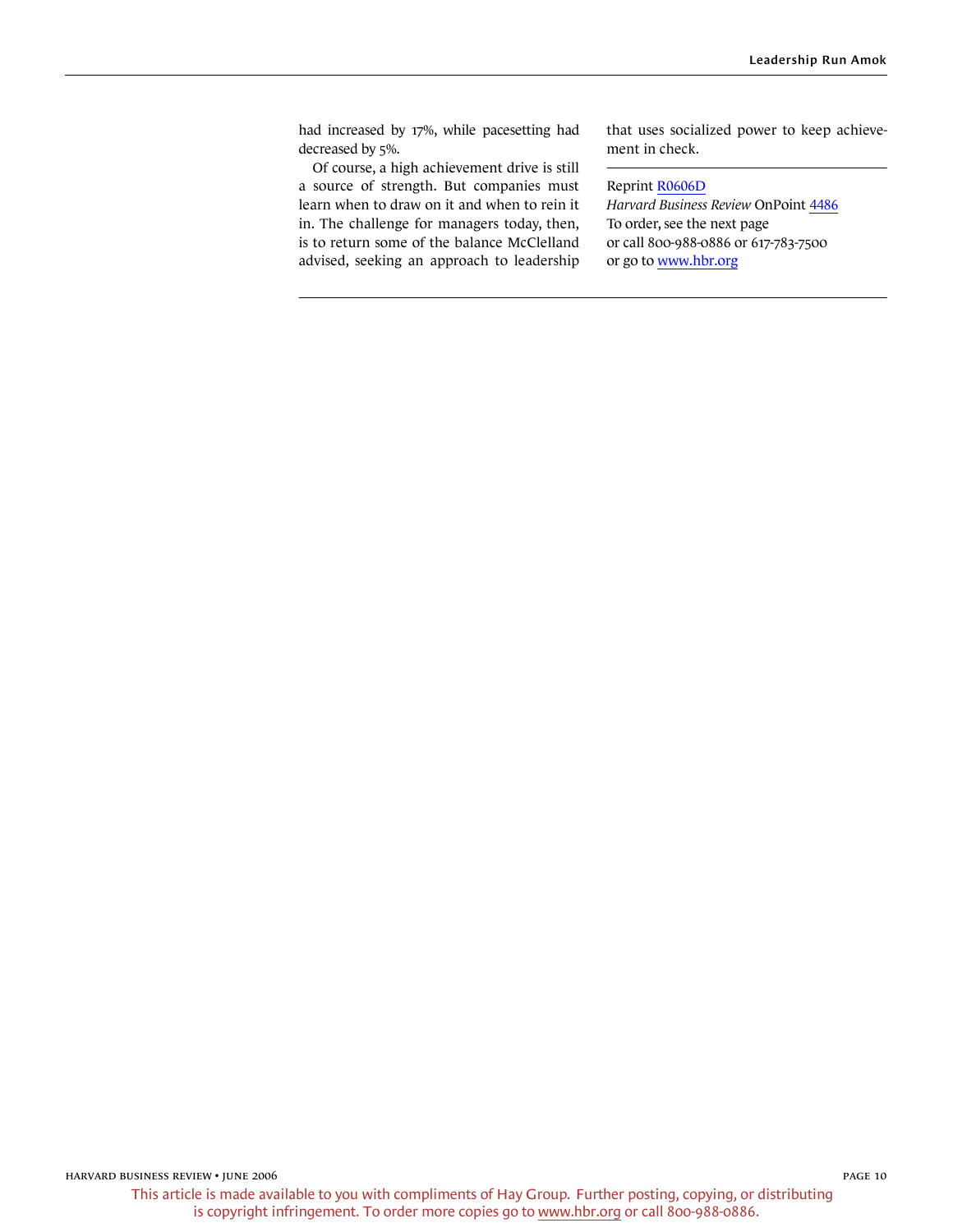had increased by 17%, while pacesetting had decreased by 5%.

Of course, a high achievement drive is still a source of strength. But companies must learn when to draw on it and when to rein it in. The challenge for managers today, then, is to return some of the balance McClelland advised, seeking an approach to leadership that uses socialized power to keep achievement in check.

---

Reprint R0606D
*Harvard Business Review* OnPoint 4486
To order, see the next page
or call 800-988-0886 or 617-783-7500
or go to www.hbr.org

This article is made available to you with compliments of Hay Group. Further posting, copying, or distributing is copyright infringement. To order more copies go to www.hbr.org or call 800-988-0886.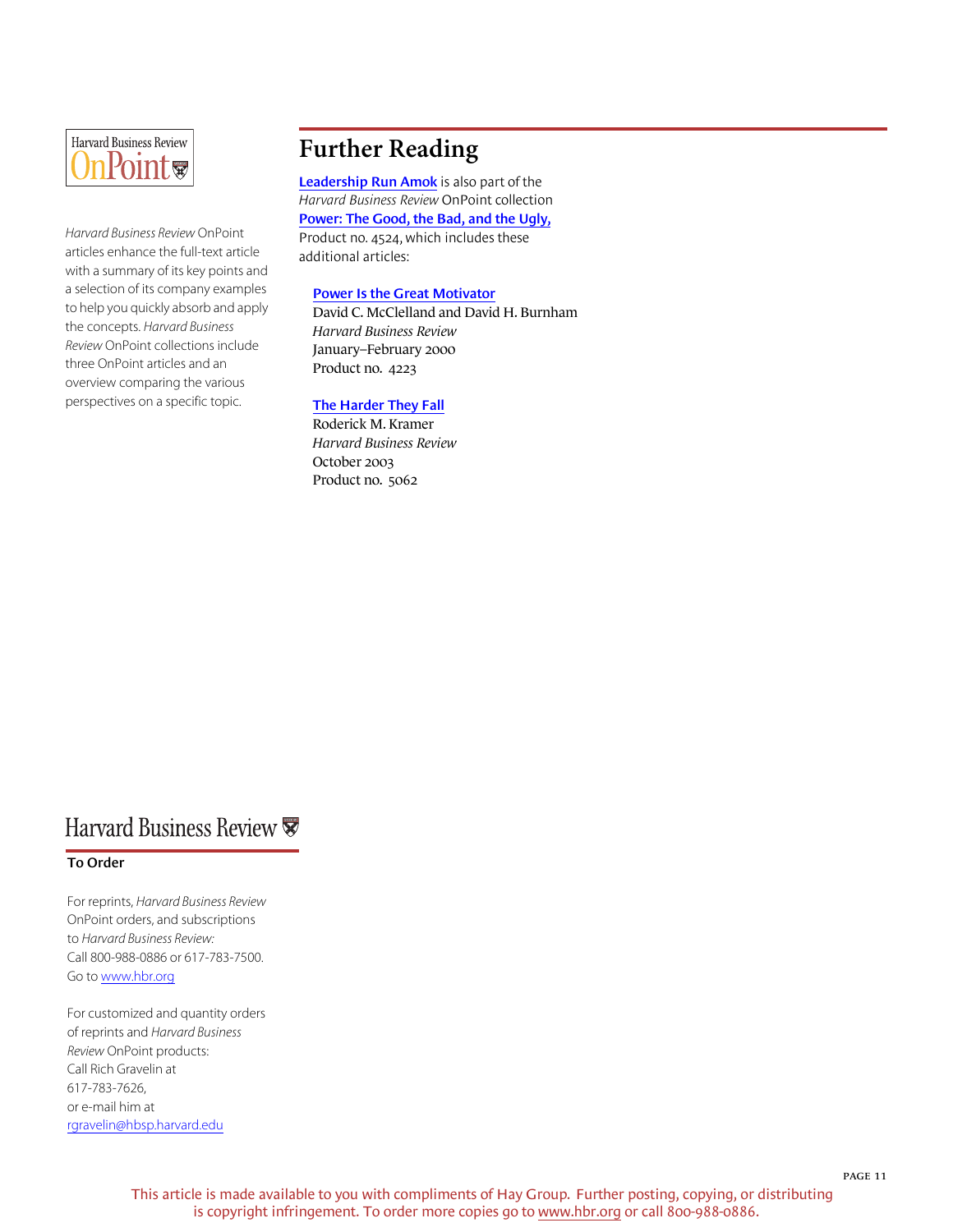Harvard Business Review OnPoint

*Harvard Business Review* OnPoint articles enhance the full-text article with a summary of its key points and a selection of its company examples to help you quickly absorb and apply the concepts. *Harvard Business Review* OnPoint collections include three OnPoint articles and an overview comparing the various perspectives on a specific topic.

## Further Reading

**Leadership Run Amok** is also part of the *Harvard Business Review* OnPoint collection **Power: The Good, the Bad, and the Ugly,** Product no. 4524, which includes these additional articles:

**Power Is the Great Motivator**
David C. McClelland and David H. Burnham
*Harvard Business Review*
January–February 2000
Product no. 4223

**The Harder They Fall**
Roderick M. Kramer
*Harvard Business Review*
October 2003
Product no. 5062

Harvard Business Review

### To Order

For reprints, *Harvard Business Review* OnPoint orders, and subscriptions to *Harvard Business Review:*
Call 800-988-0886 or 617-783-7500.
Go to www.hbr.org

For customized and quantity orders of reprints and *Harvard Business Review* OnPoint products:
Call Rich Gravelin at 617-783-7626,
or e-mail him at rgravelin@hbsp.harvard.edu

This article is made available to you with compliments of Hay Group. Further posting, copying, or distributing is copyright infringement. To order more copies go to www.hbr.org or call 800-988-0886.